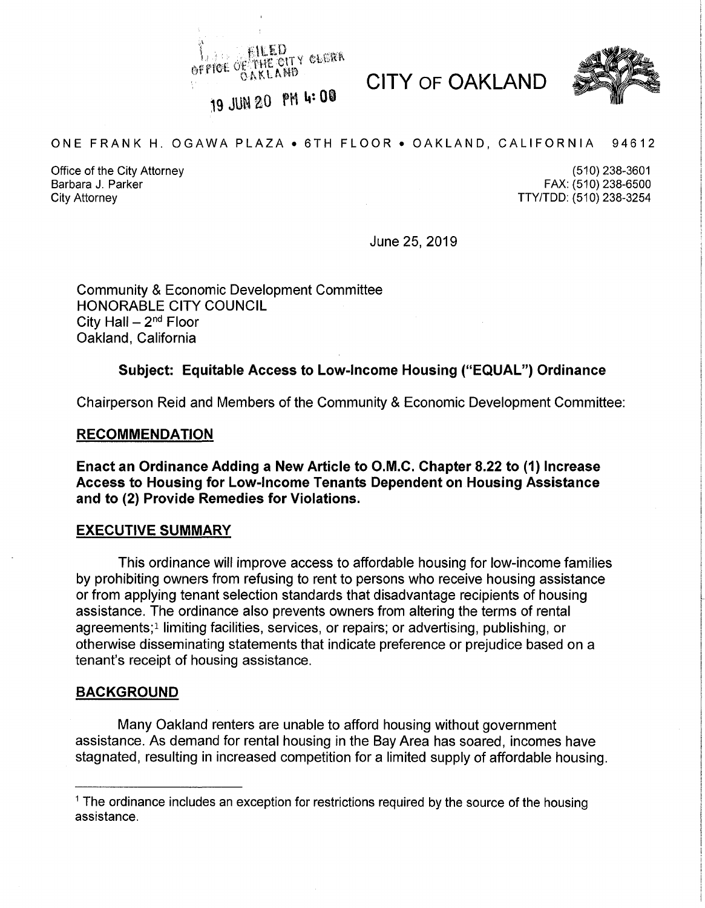FILED
OFFICE OF THE CITY CLERK
OAKLAND

19 JUN 20 PM 4:00

# CITY OF OAKLAND

ONE FRANK H. OGAWA PLAZA • 6TH FLOOR • OAKLAND, CALIFORNIA 94612

Office of the City Attorney
Barbara J. Parker
City Attorney

(510) 238-3601
FAX: (510) 238-6500
TTY/TDD: (510) 238-3254

June 25, 2019

Community & Economic Development Committee
HONORABLE CITY COUNCIL
City Hall – 2nd Floor
Oakland, California

**Subject: Equitable Access to Low-Income Housing ("EQUAL") Ordinance**

Chairperson Reid and Members of the Community & Economic Development Committee:

## RECOMMENDATION

**Enact an Ordinance Adding a New Article to O.M.C. Chapter 8.22 to (1) Increase Access to Housing for Low-Income Tenants Dependent on Housing Assistance and to (2) Provide Remedies for Violations.**

## EXECUTIVE SUMMARY

This ordinance will improve access to affordable housing for low-income families by prohibiting owners from refusing to rent to persons who receive housing assistance or from applying tenant selection standards that disadvantage recipients of housing assistance. The ordinance also prevents owners from altering the terms of rental agreements;[1] limiting facilities, services, or repairs; or advertising, publishing, or otherwise disseminating statements that indicate preference or prejudice based on a tenant's receipt of housing assistance.

## BACKGROUND

Many Oakland renters are unable to afford housing without government assistance. As demand for rental housing in the Bay Area has soared, incomes have stagnated, resulting in increased competition for a limited supply of affordable housing.

---

[1] The ordinance includes an exception for restrictions required by the source of the housing assistance.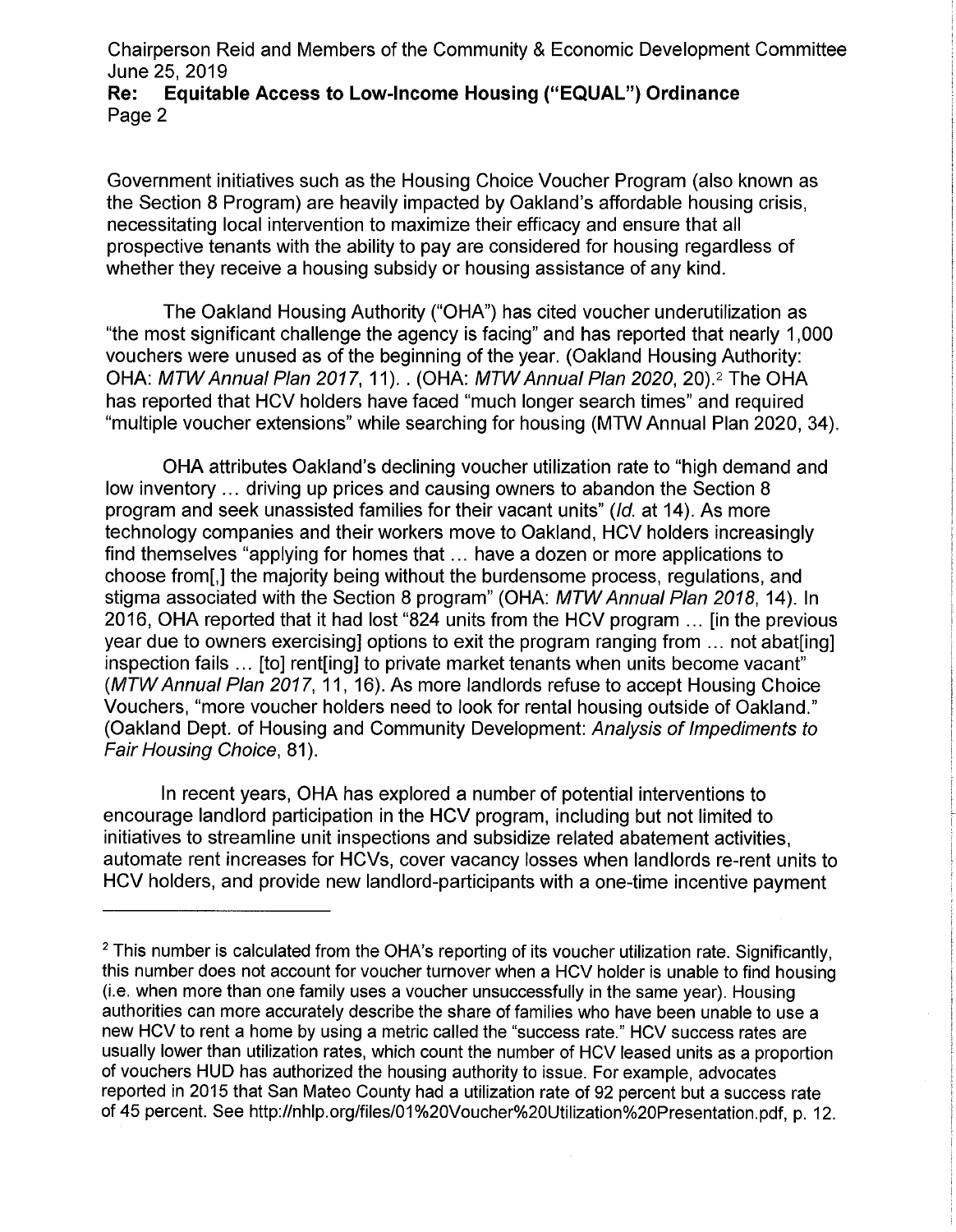Government initiatives such as the Housing Choice Voucher Program (also known as the Section 8 Program) are heavily impacted by Oakland's affordable housing crisis, necessitating local intervention to maximize their efficacy and ensure that all prospective tenants with the ability to pay are considered for housing regardless of whether they receive a housing subsidy or housing assistance of any kind.

The Oakland Housing Authority ("OHA") has cited voucher underutilization as "the most significant challenge the agency is facing" and has reported that nearly 1,000 vouchers were unused as of the beginning of the year. (Oakland Housing Authority: OHA: *MTW Annual Plan 2017*, 11). . (OHA: *MTW Annual Plan 2020*, 20).[2] The OHA has reported that HCV holders have faced "much longer search times" and required "multiple voucher extensions" while searching for housing (MTW Annual Plan 2020, 34).

OHA attributes Oakland's declining voucher utilization rate to "high demand and low inventory … driving up prices and causing owners to abandon the Section 8 program and seek unassisted families for their vacant units" (*Id.* at 14). As more technology companies and their workers move to Oakland, HCV holders increasingly find themselves "applying for homes that … have a dozen or more applications to choose from[,] the majority being without the burdensome process, regulations, and stigma associated with the Section 8 program" (OHA: *MTW Annual Plan 2018*, 14). In 2016, OHA reported that it had lost "824 units from the HCV program … [in the previous year due to owners exercising] options to exit the program ranging from … not abat[ing] inspection fails … [to] rent[ing] to private market tenants when units become vacant" (*MTW Annual Plan 2017*, 11, 16). As more landlords refuse to accept Housing Choice Vouchers, "more voucher holders need to look for rental housing outside of Oakland." (Oakland Dept. of Housing and Community Development: *Analysis of Impediments to Fair Housing Choice*, 81).

In recent years, OHA has explored a number of potential interventions to encourage landlord participation in the HCV program, including but not limited to initiatives to streamline unit inspections and subsidize related abatement activities, automate rent increases for HCVs, cover vacancy losses when landlords re-rent units to HCV holders, and provide new landlord-participants with a one-time incentive payment

---

[2] This number is calculated from the OHA's reporting of its voucher utilization rate. Significantly, this number does not account for voucher turnover when a HCV holder is unable to find housing (i.e. when more than one family uses a voucher unsuccessfully in the same year). Housing authorities can more accurately describe the share of families who have been unable to use a new HCV to rent a home by using a metric called the "success rate." HCV success rates are usually lower than utilization rates, which count the number of HCV leased units as a proportion of vouchers HUD has authorized the housing authority to issue. For example, advocates reported in 2015 that San Mateo County had a utilization rate of 92 percent but a success rate of 45 percent. See http://nhlp.org/files/01%20Voucher%20Utilization%20Presentation.pdf, p. 12.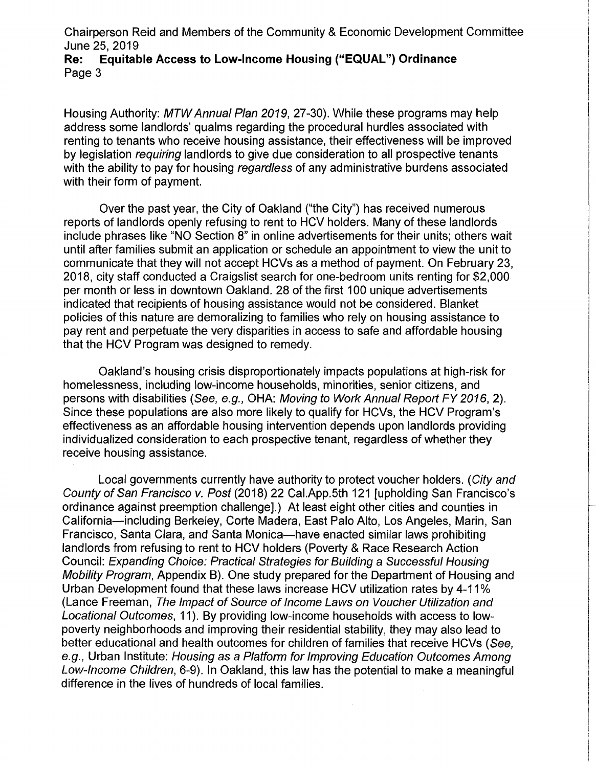Housing Authority: *MTW Annual Plan 2019*, 27-30). While these programs may help address some landlords' qualms regarding the procedural hurdles associated with renting to tenants who receive housing assistance, their effectiveness will be improved by legislation *requiring* landlords to give due consideration to all prospective tenants with the ability to pay for housing *regardless* of any administrative burdens associated with their form of payment.

Over the past year, the City of Oakland ("the City") has received numerous reports of landlords openly refusing to rent to HCV holders. Many of these landlords include phrases like "NO Section 8" in online advertisements for their units; others wait until after families submit an application or schedule an appointment to view the unit to communicate that they will not accept HCVs as a method of payment. On February 23, 2018, city staff conducted a Craigslist search for one-bedroom units renting for $2,000 per month or less in downtown Oakland. 28 of the first 100 unique advertisements indicated that recipients of housing assistance would not be considered. Blanket policies of this nature are demoralizing to families who rely on housing assistance to pay rent and perpetuate the very disparities in access to safe and affordable housing that the HCV Program was designed to remedy.

Oakland's housing crisis disproportionately impacts populations at high-risk for homelessness, including low-income households, minorities, senior citizens, and persons with disabilities (*See, e.g.*, OHA: *Moving to Work Annual Report FY 2016*, 2). Since these populations are also more likely to qualify for HCVs, the HCV Program's effectiveness as an affordable housing intervention depends upon landlords providing individualized consideration to each prospective tenant, regardless of whether they receive housing assistance.

Local governments currently have authority to protect voucher holders. (*City and County of San Francisco v. Post* (2018) 22 Cal.App.5th 121 [upholding San Francisco's ordinance against preemption challenge].) At least eight other cities and counties in California—including Berkeley, Corte Madera, East Palo Alto, Los Angeles, Marin, San Francisco, Santa Clara, and Santa Monica—have enacted similar laws prohibiting landlords from refusing to rent to HCV holders (Poverty & Race Research Action Council: *Expanding Choice: Practical Strategies for Building a Successful Housing Mobility Program*, Appendix B). One study prepared for the Department of Housing and Urban Development found that these laws increase HCV utilization rates by 4-11% (Lance Freeman, *The Impact of Source of Income Laws on Voucher Utilization and Locational Outcomes*, 11). By providing low-income households with access to low-poverty neighborhoods and improving their residential stability, they may also lead to better educational and health outcomes for children of families that receive HCVs (*See, e.g.*, Urban Institute: *Housing as a Platform for Improving Education Outcomes Among Low-Income Children*, 6-9). In Oakland, this law has the potential to make a meaningful difference in the lives of hundreds of local families.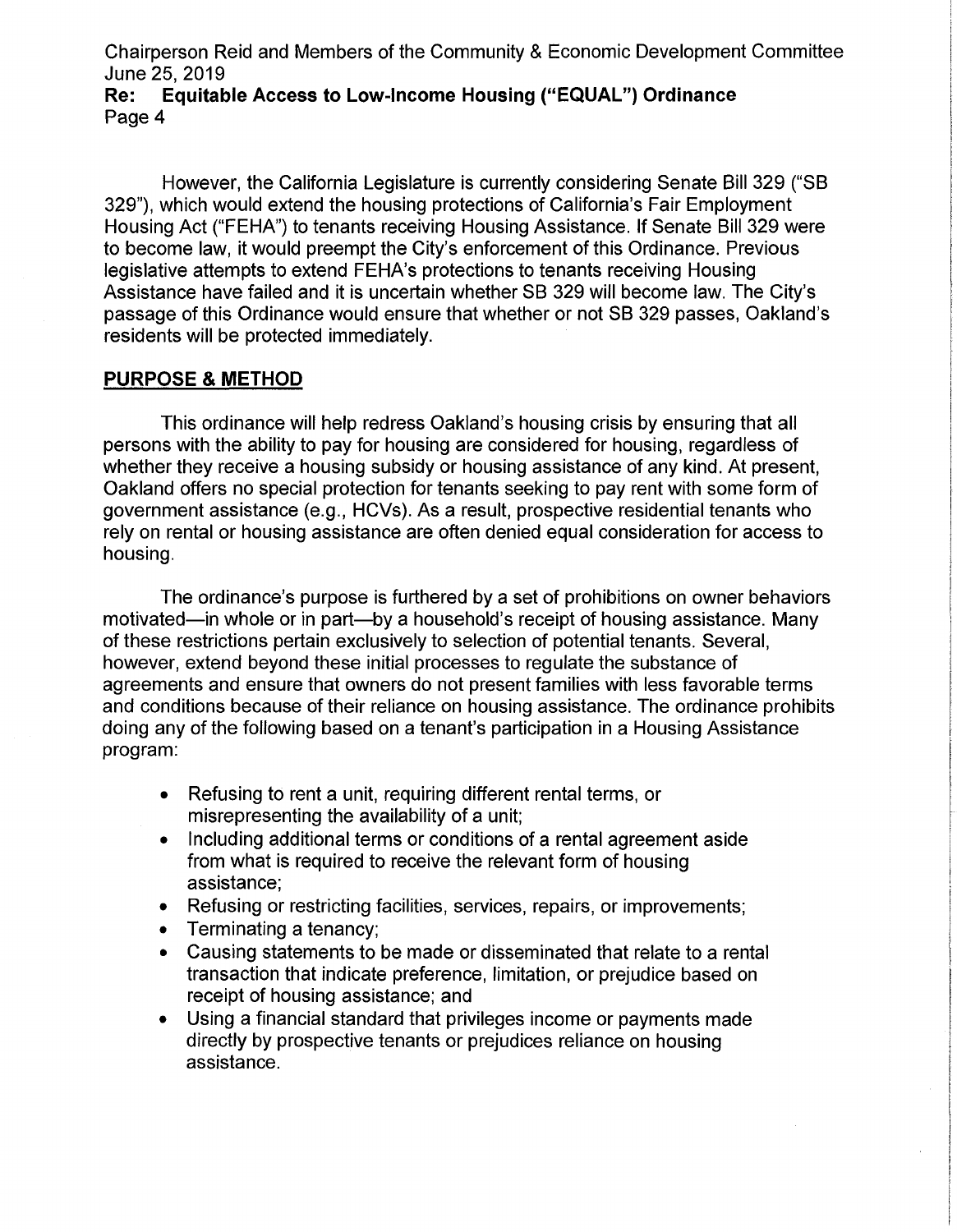However, the California Legislature is currently considering Senate Bill 329 ("SB 329"), which would extend the housing protections of California's Fair Employment Housing Act ("FEHA") to tenants receiving Housing Assistance. If Senate Bill 329 were to become law, it would preempt the City's enforcement of this Ordinance. Previous legislative attempts to extend FEHA's protections to tenants receiving Housing Assistance have failed and it is uncertain whether SB 329 will become law. The City's passage of this Ordinance would ensure that whether or not SB 329 passes, Oakland's residents will be protected immediately.

## PURPOSE & METHOD

This ordinance will help redress Oakland's housing crisis by ensuring that all persons with the ability to pay for housing are considered for housing, regardless of whether they receive a housing subsidy or housing assistance of any kind. At present, Oakland offers no special protection for tenants seeking to pay rent with some form of government assistance (e.g., HCVs). As a result, prospective residential tenants who rely on rental or housing assistance are often denied equal consideration for access to housing.

The ordinance's purpose is furthered by a set of prohibitions on owner behaviors motivated—in whole or in part—by a household's receipt of housing assistance. Many of these restrictions pertain exclusively to selection of potential tenants. Several, however, extend beyond these initial processes to regulate the substance of agreements and ensure that owners do not present families with less favorable terms and conditions because of their reliance on housing assistance. The ordinance prohibits doing any of the following based on a tenant's participation in a Housing Assistance program:

- Refusing to rent a unit, requiring different rental terms, or misrepresenting the availability of a unit;
- Including additional terms or conditions of a rental agreement aside from what is required to receive the relevant form of housing assistance;
- Refusing or restricting facilities, services, repairs, or improvements;
- Terminating a tenancy;
- Causing statements to be made or disseminated that relate to a rental transaction that indicate preference, limitation, or prejudice based on receipt of housing assistance; and
- Using a financial standard that privileges income or payments made directly by prospective tenants or prejudices reliance on housing assistance.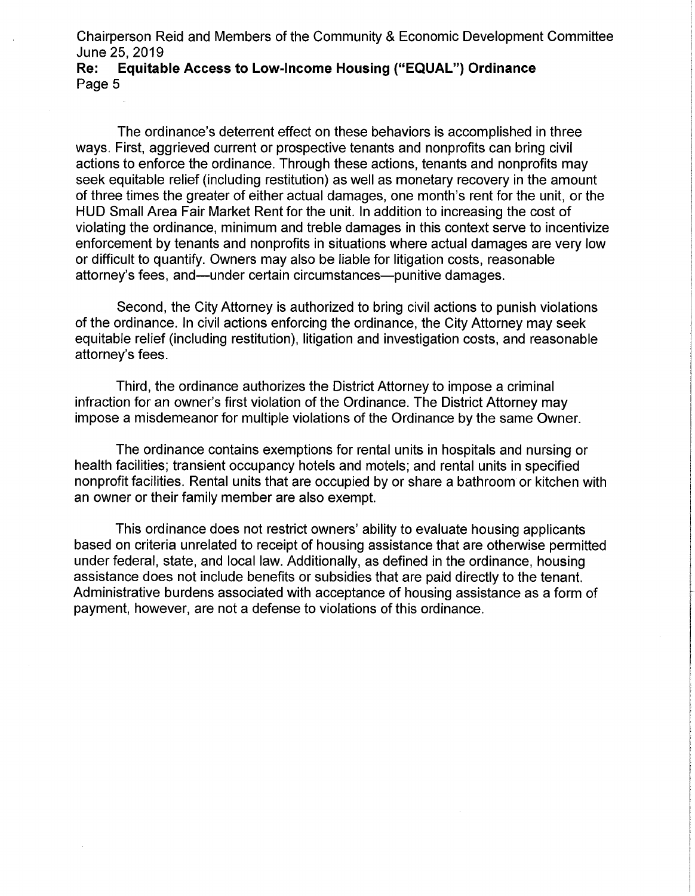The ordinance's deterrent effect on these behaviors is accomplished in three ways. First, aggrieved current or prospective tenants and nonprofits can bring civil actions to enforce the ordinance. Through these actions, tenants and nonprofits may seek equitable relief (including restitution) as well as monetary recovery in the amount of three times the greater of either actual damages, one month's rent for the unit, or the HUD Small Area Fair Market Rent for the unit. In addition to increasing the cost of violating the ordinance, minimum and treble damages in this context serve to incentivize enforcement by tenants and nonprofits in situations where actual damages are very low or difficult to quantify. Owners may also be liable for litigation costs, reasonable attorney's fees, and—under certain circumstances—punitive damages.

Second, the City Attorney is authorized to bring civil actions to punish violations of the ordinance. In civil actions enforcing the ordinance, the City Attorney may seek equitable relief (including restitution), litigation and investigation costs, and reasonable attorney's fees.

Third, the ordinance authorizes the District Attorney to impose a criminal infraction for an owner's first violation of the Ordinance. The District Attorney may impose a misdemeanor for multiple violations of the Ordinance by the same Owner.

The ordinance contains exemptions for rental units in hospitals and nursing or health facilities; transient occupancy hotels and motels; and rental units in specified nonprofit facilities. Rental units that are occupied by or share a bathroom or kitchen with an owner or their family member are also exempt.

This ordinance does not restrict owners' ability to evaluate housing applicants based on criteria unrelated to receipt of housing assistance that are otherwise permitted under federal, state, and local law. Additionally, as defined in the ordinance, housing assistance does not include benefits or subsidies that are paid directly to the tenant. Administrative burdens associated with acceptance of housing assistance as a form of payment, however, are not a defense to violations of this ordinance.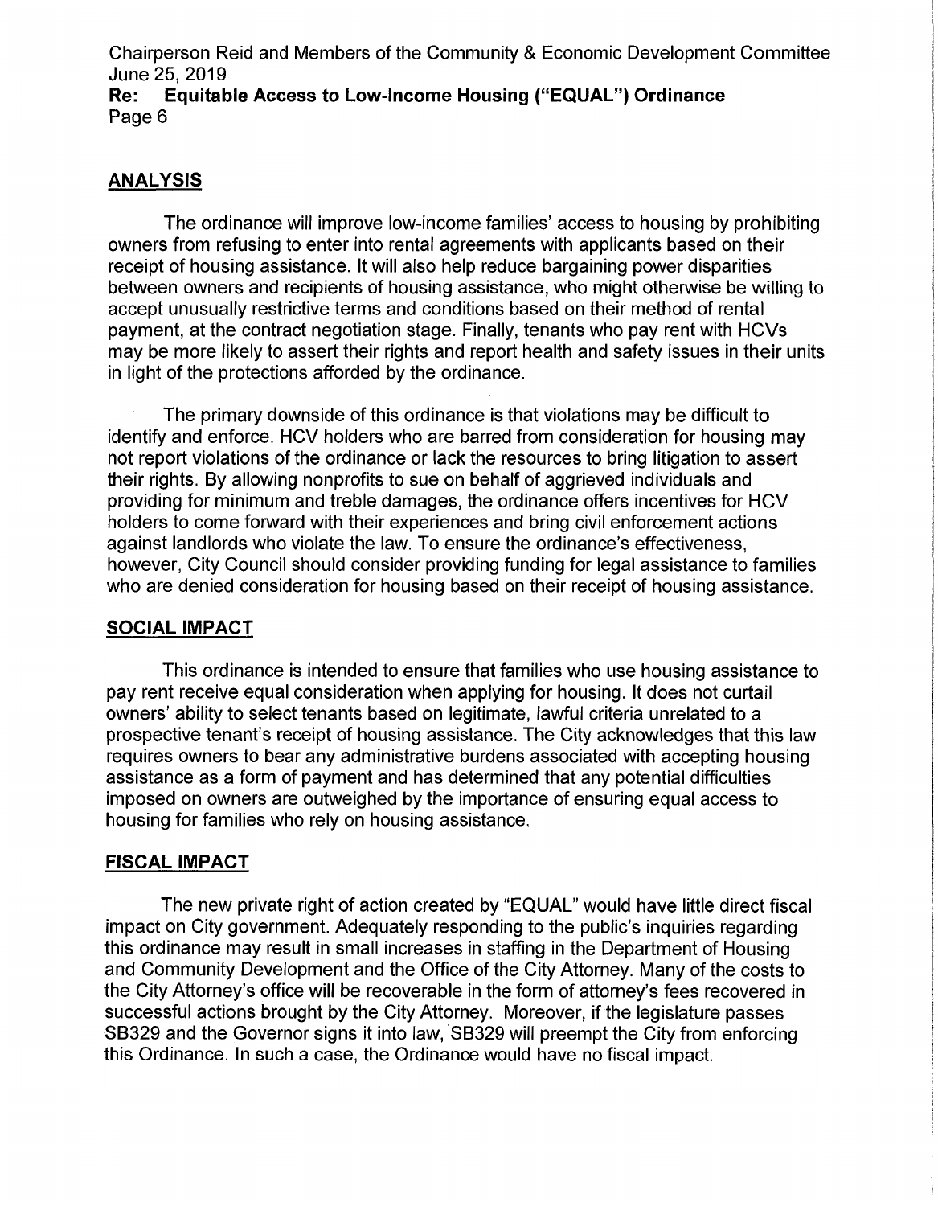## ANALYSIS

The ordinance will improve low-income families' access to housing by prohibiting owners from refusing to enter into rental agreements with applicants based on their receipt of housing assistance. It will also help reduce bargaining power disparities between owners and recipients of housing assistance, who might otherwise be willing to accept unusually restrictive terms and conditions based on their method of rental payment, at the contract negotiation stage. Finally, tenants who pay rent with HCVs may be more likely to assert their rights and report health and safety issues in their units in light of the protections afforded by the ordinance.

The primary downside of this ordinance is that violations may be difficult to identify and enforce. HCV holders who are barred from consideration for housing may not report violations of the ordinance or lack the resources to bring litigation to assert their rights. By allowing nonprofits to sue on behalf of aggrieved individuals and providing for minimum and treble damages, the ordinance offers incentives for HCV holders to come forward with their experiences and bring civil enforcement actions against landlords who violate the law. To ensure the ordinance's effectiveness, however, City Council should consider providing funding for legal assistance to families who are denied consideration for housing based on their receipt of housing assistance.

## SOCIAL IMPACT

This ordinance is intended to ensure that families who use housing assistance to pay rent receive equal consideration when applying for housing. It does not curtail owners' ability to select tenants based on legitimate, lawful criteria unrelated to a prospective tenant's receipt of housing assistance. The City acknowledges that this law requires owners to bear any administrative burdens associated with accepting housing assistance as a form of payment and has determined that any potential difficulties imposed on owners are outweighed by the importance of ensuring equal access to housing for families who rely on housing assistance.

## FISCAL IMPACT

The new private right of action created by "EQUAL" would have little direct fiscal impact on City government. Adequately responding to the public's inquiries regarding this ordinance may result in small increases in staffing in the Department of Housing and Community Development and the Office of the City Attorney. Many of the costs to the City Attorney's office will be recoverable in the form of attorney's fees recovered in successful actions brought by the City Attorney. Moreover, if the legislature passes SB329 and the Governor signs it into law, SB329 will preempt the City from enforcing this Ordinance. In such a case, the Ordinance would have no fiscal impact.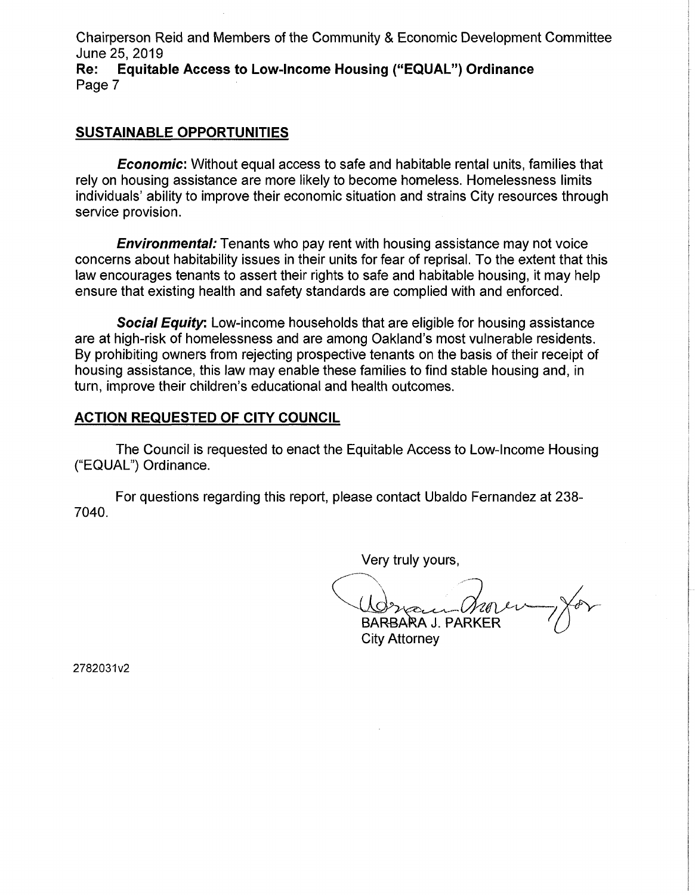## SUSTAINABLE OPPORTUNITIES

***Economic*:** Without equal access to safe and habitable rental units, families that rely on housing assistance are more likely to become homeless. Homelessness limits individuals' ability to improve their economic situation and strains City resources through service provision.

***Environmental:*** Tenants who pay rent with housing assistance may not voice concerns about habitability issues in their units for fear of reprisal. To the extent that this law encourages tenants to assert their rights to safe and habitable housing, it may help ensure that existing health and safety standards are complied with and enforced.

***Social Equity*:** Low-income households that are eligible for housing assistance are at high-risk of homelessness and are among Oakland's most vulnerable residents. By prohibiting owners from rejecting prospective tenants on the basis of their receipt of housing assistance, this law may enable these families to find stable housing and, in turn, improve their children's educational and health outcomes.

## ACTION REQUESTED OF CITY COUNCIL

The Council is requested to enact the Equitable Access to Low-Income Housing ("EQUAL") Ordinance.

For questions regarding this report, please contact Ubaldo Fernandez at 238-7040.

Very truly yours,

BARBARA J. PARKER
City Attorney

2782031v2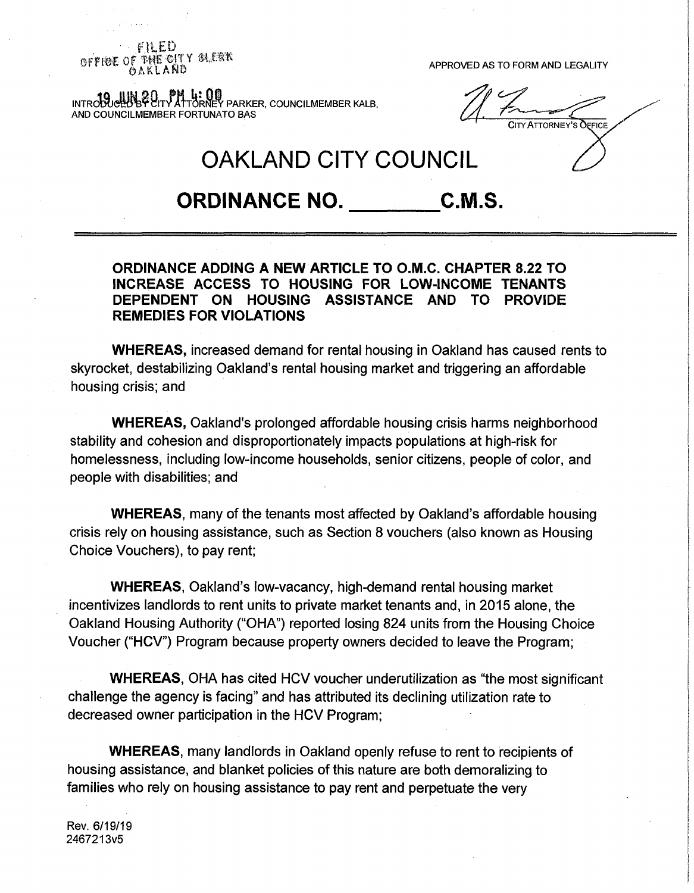FILED
OFFICE OF THE CITY CLERK
OAKLAND

19 JUN 20 PM 4:00

INTRODUCED BY CITY ATTORNEY PARKER, COUNCILMEMBER KALB, AND COUNCILMEMBER FORTUNATO BAS

APPROVED AS TO FORM AND LEGALITY

CITY ATTORNEY'S OFFICE

# OAKLAND CITY COUNCIL

## ORDINANCE NO. ________C.M.S.

**ORDINANCE ADDING A NEW ARTICLE TO O.M.C. CHAPTER 8.22 TO INCREASE ACCESS TO HOUSING FOR LOW-INCOME TENANTS DEPENDENT ON HOUSING ASSISTANCE AND TO PROVIDE REMEDIES FOR VIOLATIONS**

**WHEREAS,** increased demand for rental housing in Oakland has caused rents to skyrocket, destabilizing Oakland's rental housing market and triggering an affordable housing crisis; and

**WHEREAS,** Oakland's prolonged affordable housing crisis harms neighborhood stability and cohesion and disproportionately impacts populations at high-risk for homelessness, including low-income households, senior citizens, people of color, and people with disabilities; and

**WHEREAS**, many of the tenants most affected by Oakland's affordable housing crisis rely on housing assistance, such as Section 8 vouchers (also known as Housing Choice Vouchers), to pay rent;

**WHEREAS**, Oakland's low-vacancy, high-demand rental housing market incentivizes landlords to rent units to private market tenants and, in 2015 alone, the Oakland Housing Authority ("OHA") reported losing 824 units from the Housing Choice Voucher ("HCV") Program because property owners decided to leave the Program;

**WHEREAS**, OHA has cited HCV voucher underutilization as "the most significant challenge the agency is facing" and has attributed its declining utilization rate to decreased owner participation in the HCV Program;

**WHEREAS**, many landlords in Oakland openly refuse to rent to recipients of housing assistance, and blanket policies of this nature are both demoralizing to families who rely on housing assistance to pay rent and perpetuate the very

Rev. 6/19/19
2467213v5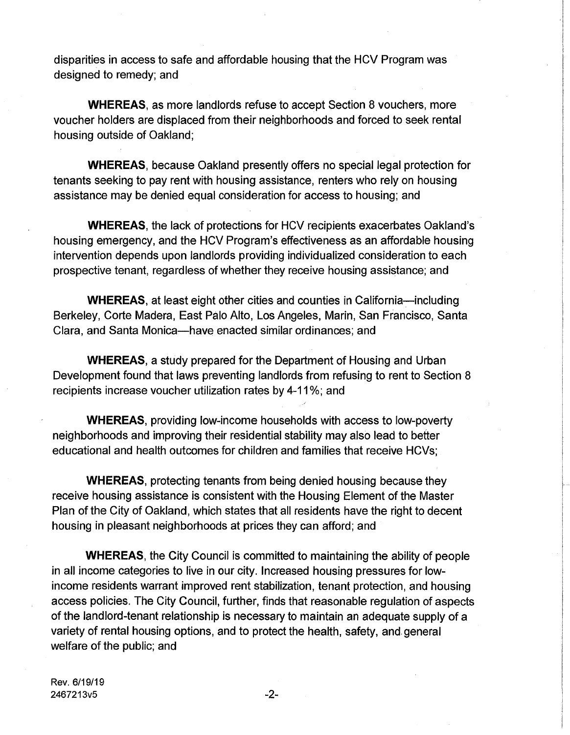disparities in access to safe and affordable housing that the HCV Program was designed to remedy; and

**WHEREAS**, as more landlords refuse to accept Section 8 vouchers, more voucher holders are displaced from their neighborhoods and forced to seek rental housing outside of Oakland;

**WHEREAS**, because Oakland presently offers no special legal protection for tenants seeking to pay rent with housing assistance, renters who rely on housing assistance may be denied equal consideration for access to housing; and

**WHEREAS**, the lack of protections for HCV recipients exacerbates Oakland's housing emergency, and the HCV Program's effectiveness as an affordable housing intervention depends upon landlords providing individualized consideration to each prospective tenant, regardless of whether they receive housing assistance; and

**WHEREAS**, at least eight other cities and counties in California—including Berkeley, Corte Madera, East Palo Alto, Los Angeles, Marin, San Francisco, Santa Clara, and Santa Monica—have enacted similar ordinances; and

**WHEREAS**, a study prepared for the Department of Housing and Urban Development found that laws preventing landlords from refusing to rent to Section 8 recipients increase voucher utilization rates by 4-11%; and

**WHEREAS**, providing low-income households with access to low-poverty neighborhoods and improving their residential stability may also lead to better educational and health outcomes for children and families that receive HCVs;

**WHEREAS**, protecting tenants from being denied housing because they receive housing assistance is consistent with the Housing Element of the Master Plan of the City of Oakland, which states that all residents have the right to decent housing in pleasant neighborhoods at prices they can afford; and

**WHEREAS**, the City Council is committed to maintaining the ability of people in all income categories to live in our city. Increased housing pressures for low-income residents warrant improved rent stabilization, tenant protection, and housing access policies. The City Council, further, finds that reasonable regulation of aspects of the landlord-tenant relationship is necessary to maintain an adequate supply of a variety of rental housing options, and to protect the health, safety, and general welfare of the public; and

Rev. 6/19/19
2467213v5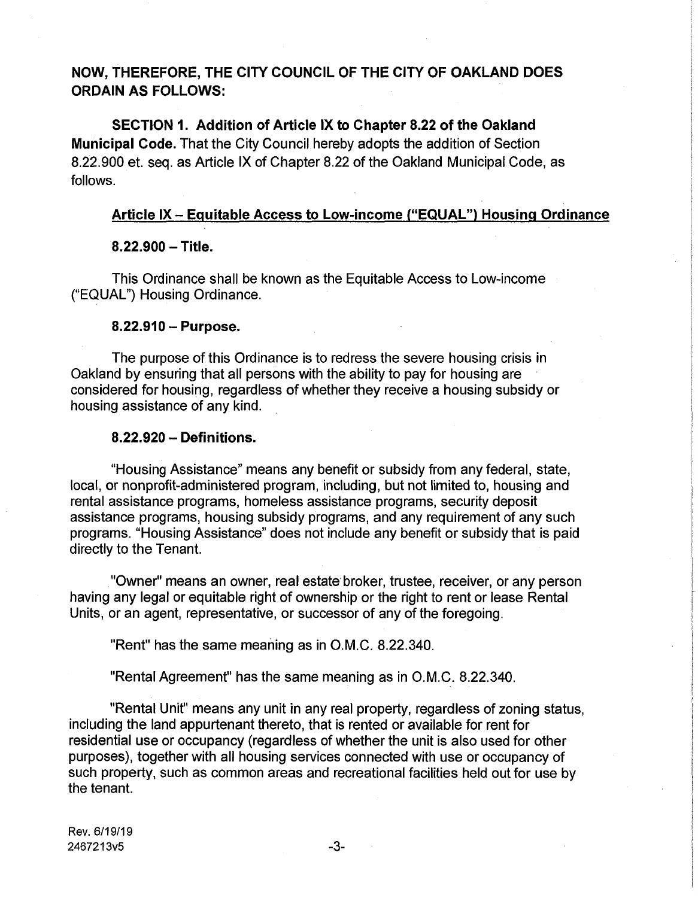**NOW, THEREFORE, THE CITY COUNCIL OF THE CITY OF OAKLAND DOES ORDAIN AS FOLLOWS:**

**SECTION 1. Addition of Article IX to Chapter 8.22 of the Oakland Municipal Code.** That the City Council hereby adopts the addition of Section 8.22.900 et. seq. as Article IX of Chapter 8.22 of the Oakland Municipal Code, as follows.

**Article IX – Equitable Access to Low-income ("EQUAL") Housing Ordinance**

**8.22.900 – Title.**

This Ordinance shall be known as the Equitable Access to Low-income ("EQUAL") Housing Ordinance.

**8.22.910 – Purpose.**

The purpose of this Ordinance is to redress the severe housing crisis in Oakland by ensuring that all persons with the ability to pay for housing are considered for housing, regardless of whether they receive a housing subsidy or housing assistance of any kind.

**8.22.920 – Definitions.**

"Housing Assistance" means any benefit or subsidy from any federal, state, local, or nonprofit-administered program, including, but not limited to, housing and rental assistance programs, homeless assistance programs, security deposit assistance programs, housing subsidy programs, and any requirement of any such programs. "Housing Assistance" does not include any benefit or subsidy that is paid directly to the Tenant.

"Owner" means an owner, real estate broker, trustee, receiver, or any person having any legal or equitable right of ownership or the right to rent or lease Rental Units, or an agent, representative, or successor of any of the foregoing.

"Rent" has the same meaning as in O.M.C. 8.22.340.

"Rental Agreement" has the same meaning as in O.M.C. 8.22.340.

"Rental Unit" means any unit in any real property, regardless of zoning status, including the land appurtenant thereto, that is rented or available for rent for residential use or occupancy (regardless of whether the unit is also used for other purposes), together with all housing services connected with use or occupancy of such property, such as common areas and recreational facilities held out for use by the tenant.

Rev. 6/19/19
2467213v5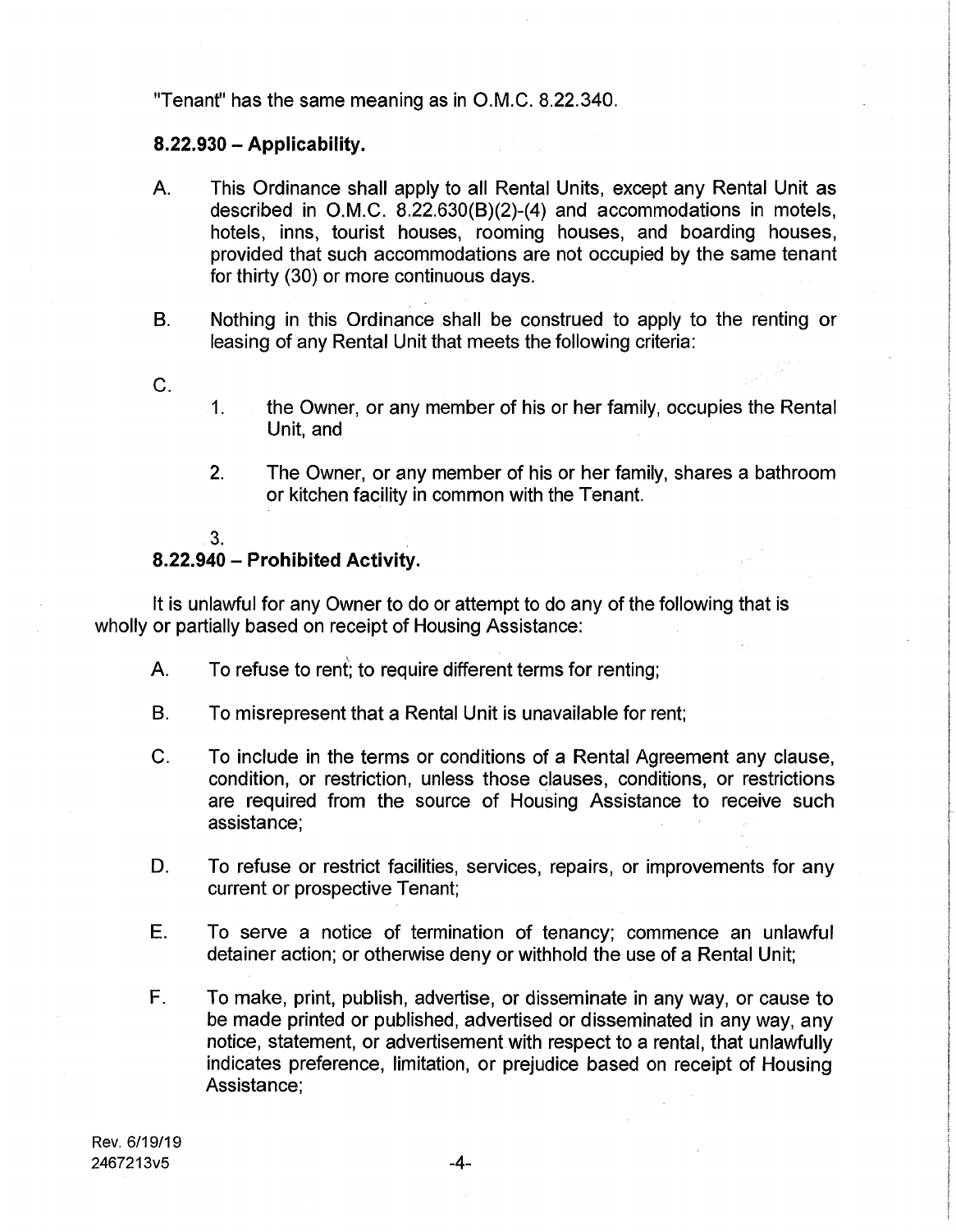"Tenant" has the same meaning as in O.M.C. 8.22.340.

### 8.22.930 – Applicability.

A. This Ordinance shall apply to all Rental Units, except any Rental Unit as described in O.M.C. 8.22.630(B)(2)-(4) and accommodations in motels, hotels, inns, tourist houses, rooming houses, and boarding houses, provided that such accommodations are not occupied by the same tenant for thirty (30) or more continuous days.

B. Nothing in this Ordinance shall be construed to apply to the renting or leasing of any Rental Unit that meets the following criteria:

C.

1. the Owner, or any member of his or her family, occupies the Rental Unit, and

2. The Owner, or any member of his or her family, shares a bathroom or kitchen facility in common with the Tenant.

3.

### 8.22.940 – Prohibited Activity.

It is unlawful for any Owner to do or attempt to do any of the following that is wholly or partially based on receipt of Housing Assistance:

A. To refuse to rent; to require different terms for renting;

B. To misrepresent that a Rental Unit is unavailable for rent;

C. To include in the terms or conditions of a Rental Agreement any clause, condition, or restriction, unless those clauses, conditions, or restrictions are required from the source of Housing Assistance to receive such assistance;

D. To refuse or restrict facilities, services, repairs, or improvements for any current or prospective Tenant;

E. To serve a notice of termination of tenancy; commence an unlawful detainer action; or otherwise deny or withhold the use of a Rental Unit;

F. To make, print, publish, advertise, or disseminate in any way, or cause to be made printed or published, advertised or disseminated in any way, any notice, statement, or advertisement with respect to a rental, that unlawfully indicates preference, limitation, or prejudice based on receipt of Housing Assistance;

Rev. 6/19/19
2467213v5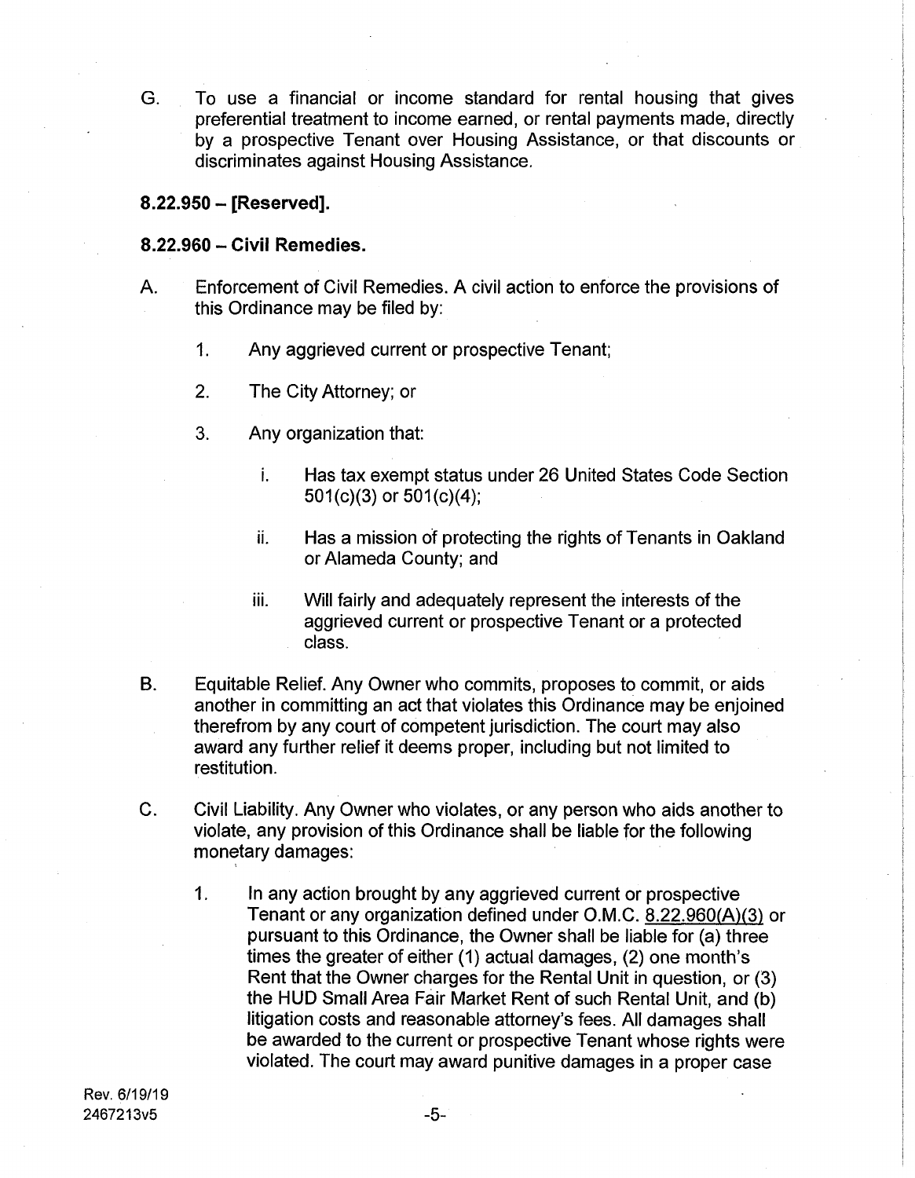G. To use a financial or income standard for rental housing that gives preferential treatment to income earned, or rental payments made, directly by a prospective Tenant over Housing Assistance, or that discounts or discriminates against Housing Assistance.

### 8.22.950 – [Reserved].

### 8.22.960 – Civil Remedies.

A. Enforcement of Civil Remedies. A civil action to enforce the provisions of this Ordinance may be filed by:

   1. Any aggrieved current or prospective Tenant;

   2. The City Attorney; or

   3. Any organization that:

      i. Has tax exempt status under 26 United States Code Section 501(c)(3) or 501(c)(4);

      ii. Has a mission of protecting the rights of Tenants in Oakland or Alameda County; and

      iii. Will fairly and adequately represent the interests of the aggrieved current or prospective Tenant or a protected class.

B. Equitable Relief. Any Owner who commits, proposes to commit, or aids another in committing an act that violates this Ordinance may be enjoined therefrom by any court of competent jurisdiction. The court may also award any further relief it deems proper, including but not limited to restitution.

C. Civil Liability. Any Owner who violates, or any person who aids another to violate, any provision of this Ordinance shall be liable for the following monetary damages:

   1. In any action brought by any aggrieved current or prospective Tenant or any organization defined under O.M.C. 8.22.960(A)(3) or pursuant to this Ordinance, the Owner shall be liable for (a) three times the greater of either (1) actual damages, (2) one month's Rent that the Owner charges for the Rental Unit in question, or (3) the HUD Small Area Fair Market Rent of such Rental Unit, and (b) litigation costs and reasonable attorney's fees. All damages shall be awarded to the current or prospective Tenant whose rights were violated. The court may award punitive damages in a proper case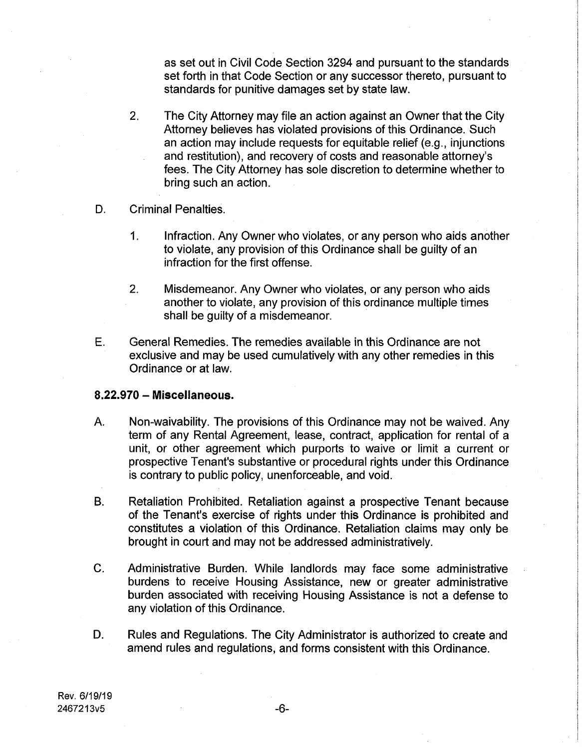as set out in Civil Code Section 3294 and pursuant to the standards set forth in that Code Section or any successor thereto, pursuant to standards for punitive damages set by state law.

2. The City Attorney may file an action against an Owner that the City Attorney believes has violated provisions of this Ordinance. Such an action may include requests for equitable relief (e.g., injunctions and restitution), and recovery of costs and reasonable attorney's fees. The City Attorney has sole discretion to determine whether to bring such an action.

D. Criminal Penalties.

1. Infraction. Any Owner who violates, or any person who aids another to violate, any provision of this Ordinance shall be guilty of an infraction for the first offense.

2. Misdemeanor. Any Owner who violates, or any person who aids another to violate, any provision of this ordinance multiple times shall be guilty of a misdemeanor.

E. General Remedies. The remedies available in this Ordinance are not exclusive and may be used cumulatively with any other remedies in this Ordinance or at law.

**8.22.970 – Miscellaneous.**

A. Non-waivability. The provisions of this Ordinance may not be waived. Any term of any Rental Agreement, lease, contract, application for rental of a unit, or other agreement which purports to waive or limit a current or prospective Tenant's substantive or procedural rights under this Ordinance is contrary to public policy, unenforceable, and void.

B. Retaliation Prohibited. Retaliation against a prospective Tenant because of the Tenant's exercise of rights under this Ordinance is prohibited and constitutes a violation of this Ordinance. Retaliation claims may only be brought in court and may not be addressed administratively.

C. Administrative Burden. While landlords may face some administrative burdens to receive Housing Assistance, new or greater administrative burden associated with receiving Housing Assistance is not a defense to any violation of this Ordinance.

D. Rules and Regulations. The City Administrator is authorized to create and amend rules and regulations, and forms consistent with this Ordinance.

Rev. 6/19/19
2467213v5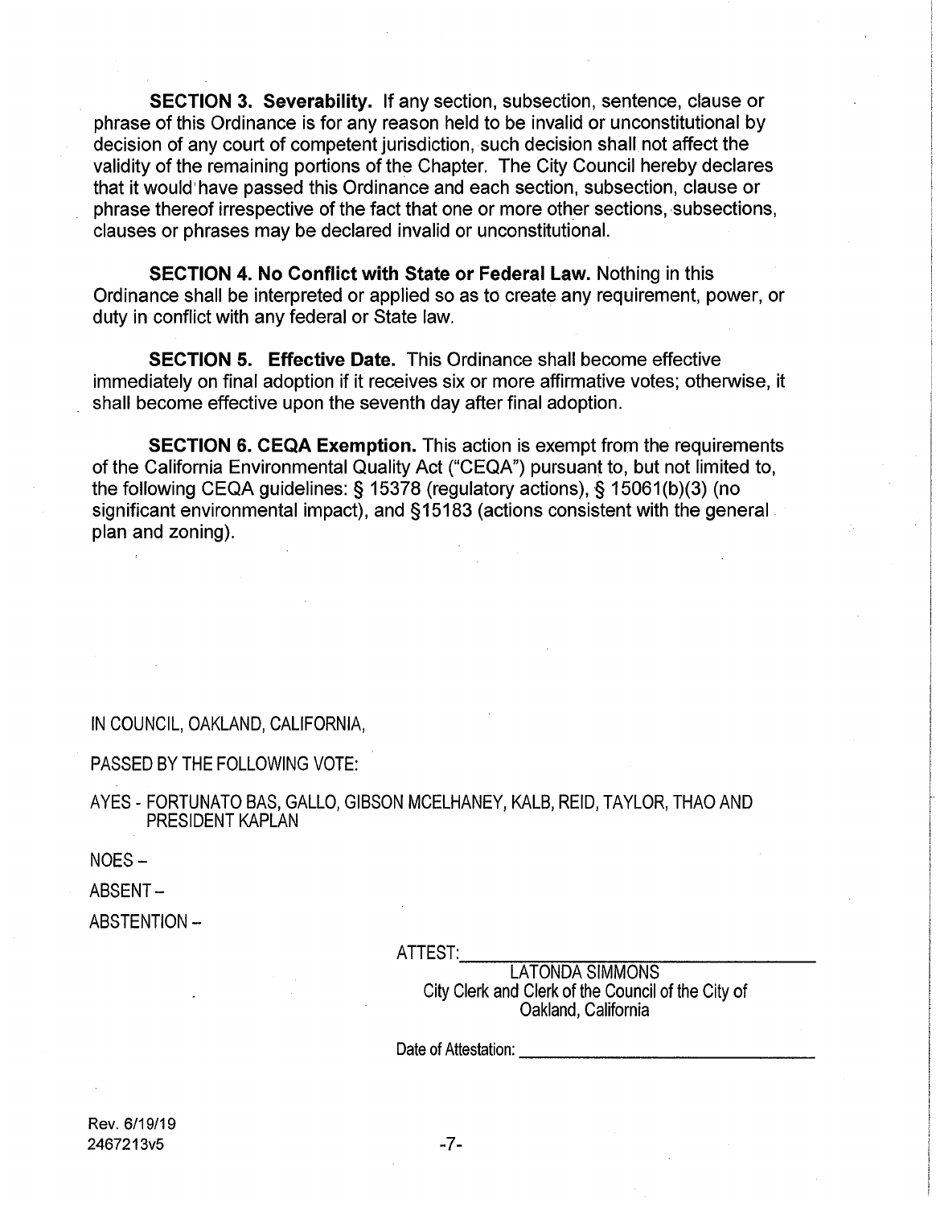**SECTION 3. Severability.** If any section, subsection, sentence, clause or phrase of this Ordinance is for any reason held to be invalid or unconstitutional by decision of any court of competent jurisdiction, such decision shall not affect the validity of the remaining portions of the Chapter. The City Council hereby declares that it would have passed this Ordinance and each section, subsection, clause or phrase thereof irrespective of the fact that one or more other sections, subsections, clauses or phrases may be declared invalid or unconstitutional.

**SECTION 4. No Conflict with State or Federal Law.** Nothing in this Ordinance shall be interpreted or applied so as to create any requirement, power, or duty in conflict with any federal or State law.

**SECTION 5. Effective Date.** This Ordinance shall become effective immediately on final adoption if it receives six or more affirmative votes; otherwise, it shall become effective upon the seventh day after final adoption.

**SECTION 6. CEQA Exemption.** This action is exempt from the requirements of the California Environmental Quality Act ("CEQA") pursuant to, but not limited to, the following CEQA guidelines: § 15378 (regulatory actions), § 15061(b)(3) (no significant environmental impact), and §15183 (actions consistent with the general plan and zoning).

IN COUNCIL, OAKLAND, CALIFORNIA,

PASSED BY THE FOLLOWING VOTE:

AYES - FORTUNATO BAS, GALLO, GIBSON MCELHANEY, KALB, REID, TAYLOR, THAO AND PRESIDENT KAPLAN

NOES –

ABSENT –

ABSTENTION –

ATTEST: ______________________________

LATONDA SIMMONS
City Clerk and Clerk of the Council of the City of Oakland, California

Date of Attestation: ______________________________

Rev. 6/19/19
2467213v5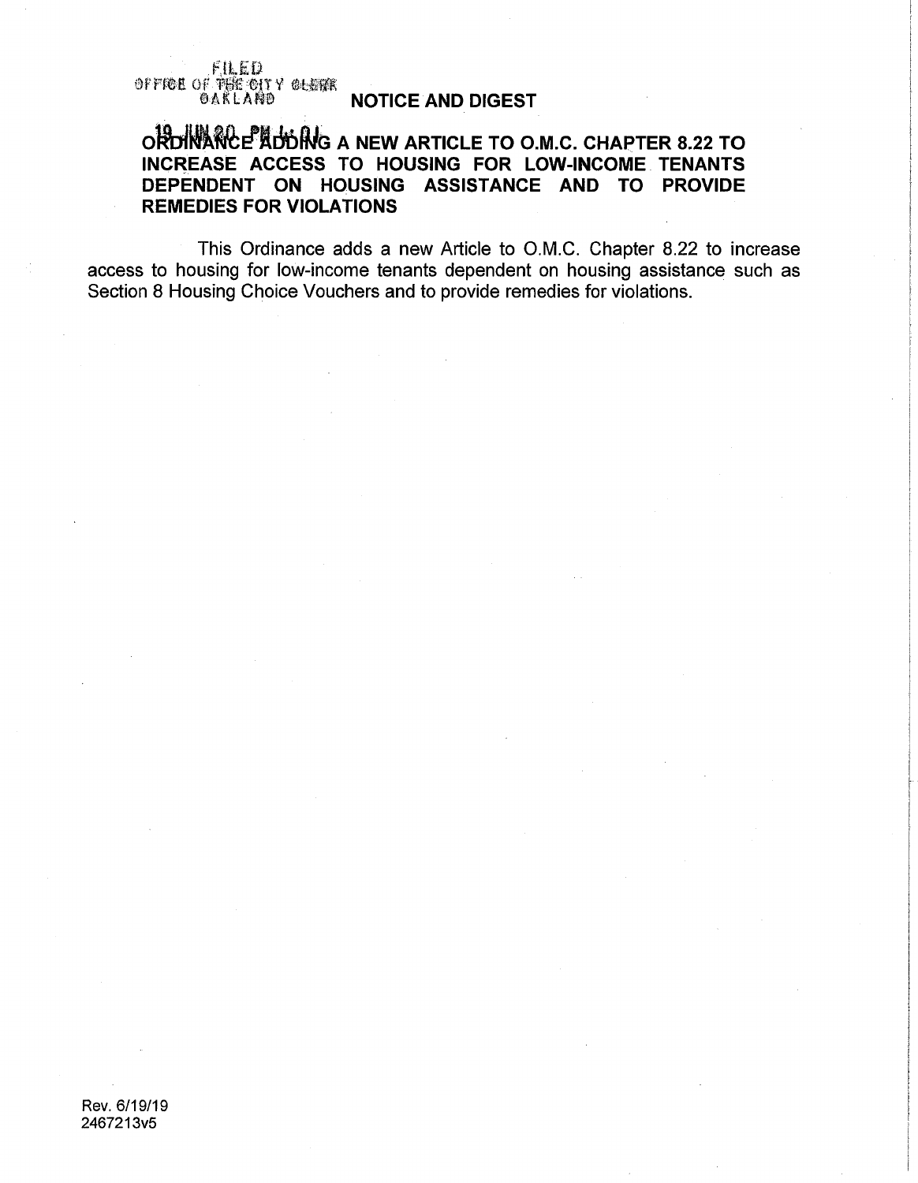FILED
OFFICE OF THE CITY CLERK
OAKLAND

19 JUN 20 PM 1:01

**NOTICE AND DIGEST**

**ORDINANCE ADDING A NEW ARTICLE TO O.M.C. CHAPTER 8.22 TO INCREASE ACCESS TO HOUSING FOR LOW-INCOME TENANTS DEPENDENT ON HOUSING ASSISTANCE AND TO PROVIDE REMEDIES FOR VIOLATIONS**

This Ordinance adds a new Article to O.M.C. Chapter 8.22 to increase access to housing for low-income tenants dependent on housing assistance such as Section 8 Housing Choice Vouchers and to provide remedies for violations.

Rev. 6/19/19
2467213v5